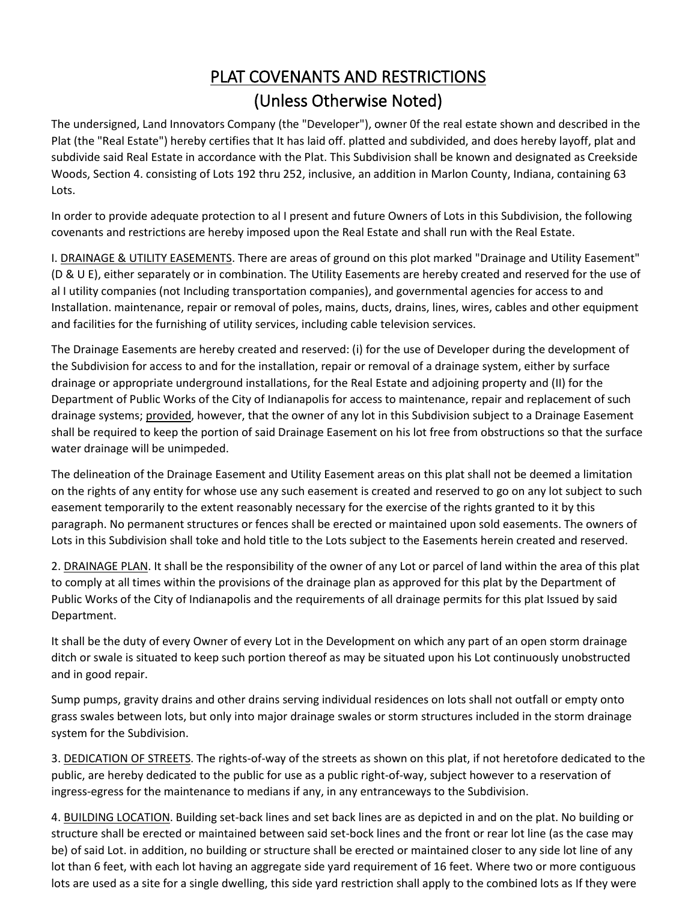# PLAT COVENANTS AND RESTRICTIONS
## (Unless Otherwise Noted)

The undersigned, Land Innovators Company (the "Developer"), owner 0f the real estate shown and described in the Plat (the "Real Estate") hereby certifies that It has laid off. platted and subdivided, and does hereby layoff, plat and subdivide said Real Estate in accordance with the Plat. This Subdivision shall be known and designated as Creekside Woods, Section 4. consisting of Lots 192 thru 252, inclusive, an addition in Marlon County, Indiana, containing 63 Lots.

In order to provide adequate protection to al I present and future Owners of Lots in this Subdivision, the following covenants and restrictions are hereby imposed upon the Real Estate and shall run with the Real Estate.

I. <u>DRAINAGE & UTILITY EASEMENTS</u>. There are areas of ground on this plot marked "Drainage and Utility Easement" (D & U E), either separately or in combination. The Utility Easements are hereby created and reserved for the use of al I utility companies (not Including transportation companies), and governmental agencies for access to and Installation. maintenance, repair or removal of poles, mains, ducts, drains, lines, wires, cables and other equipment and facilities for the furnishing of utility services, including cable television services.

The Drainage Easements are hereby created and reserved: (i) for the use of Developer during the development of the Subdivision for access to and for the installation, repair or removal of a drainage system, either by surface drainage or appropriate underground installations, for the Real Estate and adjoining property and (II) for the Department of Public Works of the City of Indianapolis for access to maintenance, repair and replacement of such drainage systems; <u>provided</u>, however, that the owner of any lot in this Subdivision subject to a Drainage Easement shall be required to keep the portion of said Drainage Easement on his lot free from obstructions so that the surface water drainage will be unimpeded.

The delineation of the Drainage Easement and Utility Easement areas on this plat shall not be deemed a limitation on the rights of any entity for whose use any such easement is created and reserved to go on any lot subject to such easement temporarily to the extent reasonably necessary for the exercise of the rights granted to it by this paragraph. No permanent structures or fences shall be erected or maintained upon sold easements. The owners of Lots in this Subdivision shall toke and hold title to the Lots subject to the Easements herein created and reserved.

2. <u>DRAINAGE PLAN</u>. It shall be the responsibility of the owner of any Lot or parcel of land within the area of this plat to comply at all times within the provisions of the drainage plan as approved for this plat by the Department of Public Works of the City of Indianapolis and the requirements of all drainage permits for this plat Issued by said Department.

It shall be the duty of every Owner of every Lot in the Development on which any part of an open storm drainage ditch or swale is situated to keep such portion thereof as may be situated upon his Lot continuously unobstructed and in good repair.

Sump pumps, gravity drains and other drains serving individual residences on lots shall not outfall or empty onto grass swales between lots, but only into major drainage swales or storm structures included in the storm drainage system for the Subdivision.

3. <u>DEDICATION OF STREETS</u>. The rights-of-way of the streets as shown on this plat, if not heretofore dedicated to the public, are hereby dedicated to the public for use as a public right-of-way, subject however to a reservation of ingress-egress for the maintenance to medians if any, in any entranceways to the Subdivision.

4. <u>BUILDING LOCATION</u>. Building set-back lines and set back lines are as depicted in and on the plat. No building or structure shall be erected or maintained between said set-bock lines and the front or rear lot line (as the case may be) of said Lot. in addition, no building or structure shall be erected or maintained closer to any side lot line of any lot than 6 feet, with each lot having an aggregate side yard requirement of 16 feet. Where two or more contiguous lots are used as a site for a single dwelling, this side yard restriction shall apply to the combined lots as If they were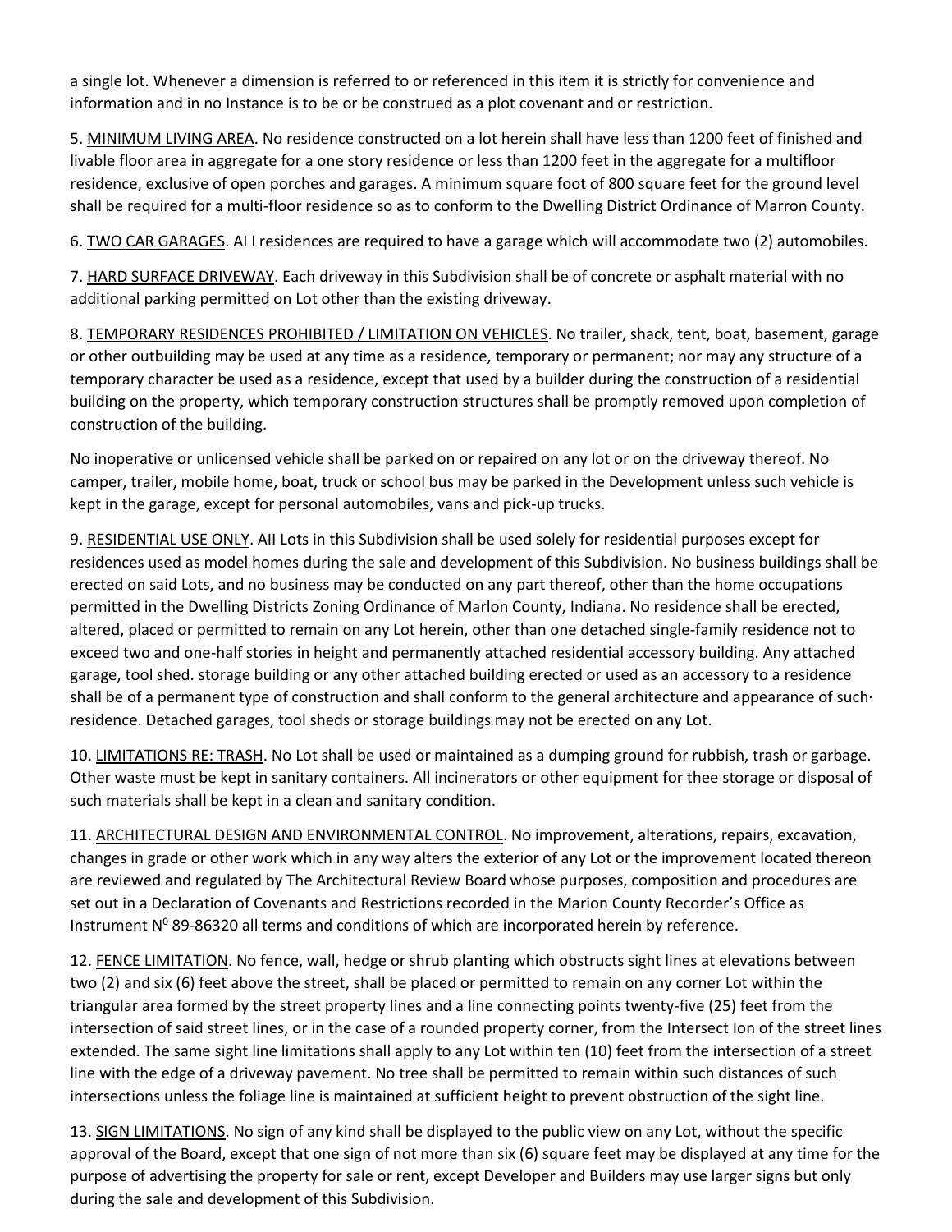a single lot. Whenever a dimension is referred to or referenced in this item it is strictly for convenience and information and in no Instance is to be or be construed as a plot covenant and or restriction.

5. <u>MINIMUM LIVING AREA</u>. No residence constructed on a lot herein shall have less than 1200 feet of finished and livable floor area in aggregate for a one story residence or less than 1200 feet in the aggregate for a multifloor residence, exclusive of open porches and garages. A minimum square foot of 800 square feet for the ground level shall be required for a multi-floor residence so as to conform to the Dwelling District Ordinance of Marron County.

6. <u>TWO CAR GARAGES</u>. AI I residences are required to have a garage which will accommodate two (2) automobiles.

7. <u>HARD SURFACE DRIVEWAY</u>. Each driveway in this Subdivision shall be of concrete or asphalt material with no additional parking permitted on Lot other than the existing driveway.

8. <u>TEMPORARY RESIDENCES PROHIBITED / LIMITATION ON VEHICLES</u>. No trailer, shack, tent, boat, basement, garage or other outbuilding may be used at any time as a residence, temporary or permanent; nor may any structure of a temporary character be used as a residence, except that used by a builder during the construction of a residential building on the property, which temporary construction structures shall be promptly removed upon completion of construction of the building.

No inoperative or unlicensed vehicle shall be parked on or repaired on any lot or on the driveway thereof. No camper, trailer, mobile home, boat, truck or school bus may be parked in the Development unless such vehicle is kept in the garage, except for personal automobiles, vans and pick-up trucks.

9. <u>RESIDENTIAL USE ONLY</u>. AII Lots in this Subdivision shall be used solely for residential purposes except for residences used as model homes during the sale and development of this Subdivision. No business buildings shall be erected on said Lots, and no business may be conducted on any part thereof, other than the home occupations permitted in the Dwelling Districts Zoning Ordinance of Marlon County, Indiana. No residence shall be erected, altered, placed or permitted to remain on any Lot herein, other than one detached single-family residence not to exceed two and one-half stories in height and permanently attached residential accessory building. Any attached garage, tool shed. storage building or any other attached building erected or used as an accessory to a residence shall be of a permanent type of construction and shall conform to the general architecture and appearance of such· residence. Detached garages, tool sheds or storage buildings may not be erected on any Lot.

10. <u>LIMITATIONS RE: TRASH</u>. No Lot shall be used or maintained as a dumping ground for rubbish, trash or garbage. Other waste must be kept in sanitary containers. All incinerators or other equipment for thee storage or disposal of such materials shall be kept in a clean and sanitary condition.

11. <u>ARCHITECTURAL DESIGN AND ENVIRONMENTAL CONTROL</u>. No improvement, alterations, repairs, excavation, changes in grade or other work which in any way alters the exterior of any Lot or the improvement located thereon are reviewed and regulated by The Architectural Review Board whose purposes, composition and procedures are set out in a Declaration of Covenants and Restrictions recorded in the Marion County Recorder's Office as Instrument N⁰ 89-86320 all terms and conditions of which are incorporated herein by reference.

12. <u>FENCE LIMITATION</u>. No fence, wall, hedge or shrub planting which obstructs sight lines at elevations between two (2) and six (6) feet above the street, shall be placed or permitted to remain on any corner Lot within the triangular area formed by the street property lines and a line connecting points twenty-five (25) feet from the intersection of said street lines, or in the case of a rounded property corner, from the Intersect Ion of the street lines extended. The same sight line limitations shall apply to any Lot within ten (10) feet from the intersection of a street line with the edge of a driveway pavement. No tree shall be permitted to remain within such distances of such intersections unless the foliage line is maintained at sufficient height to prevent obstruction of the sight line.

13. <u>SIGN LIMITATIONS</u>. No sign of any kind shall be displayed to the public view on any Lot, without the specific approval of the Board, except that one sign of not more than six (6) square feet may be displayed at any time for the purpose of advertising the property for sale or rent, except Developer and Builders may use larger signs but only during the sale and development of this Subdivision.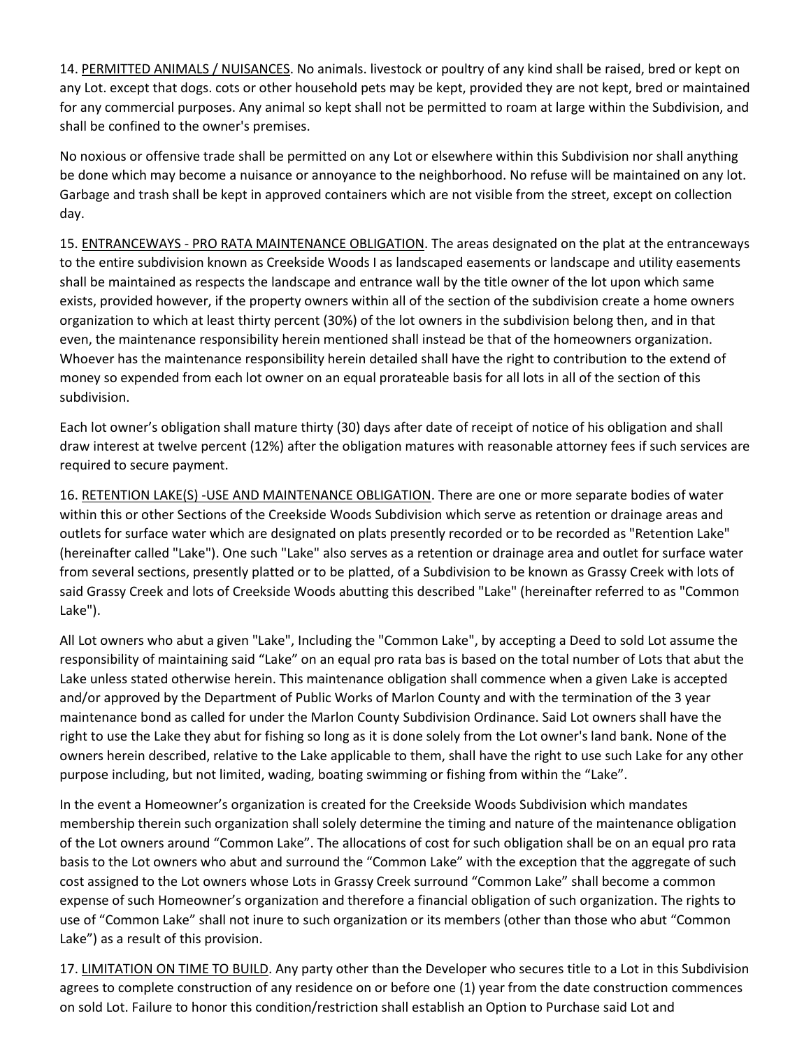14. <u>PERMITTED ANIMALS / NUISANCES</u>. No animals. livestock or poultry of any kind shall be raised, bred or kept on any Lot. except that dogs. cots or other household pets may be kept, provided they are not kept, bred or maintained for any commercial purposes. Any animal so kept shall not be permitted to roam at large within the Subdivision, and shall be confined to the owner's premises.

No noxious or offensive trade shall be permitted on any Lot or elsewhere within this Subdivision nor shall anything be done which may become a nuisance or annoyance to the neighborhood. No refuse will be maintained on any lot. Garbage and trash shall be kept in approved containers which are not visible from the street, except on collection day.

15. <u>ENTRANCEWAYS - PRO RATA MAINTENANCE OBLIGATION</u>. The areas designated on the plat at the entranceways to the entire subdivision known as Creekside Woods I as landscaped easements or landscape and utility easements shall be maintained as respects the landscape and entrance wall by the title owner of the lot upon which same exists, provided however, if the property owners within all of the section of the subdivision create a home owners organization to which at least thirty percent (30%) of the lot owners in the subdivision belong then, and in that even, the maintenance responsibility herein mentioned shall instead be that of the homeowners organization. Whoever has the maintenance responsibility herein detailed shall have the right to contribution to the extend of money so expended from each lot owner on an equal prorateable basis for all lots in all of the section of this subdivision.

Each lot owner's obligation shall mature thirty (30) days after date of receipt of notice of his obligation and shall draw interest at twelve percent (12%) after the obligation matures with reasonable attorney fees if such services are required to secure payment.

16. <u>RETENTION LAKE(S) -USE AND MAINTENANCE OBLIGATION</u>. There are one or more separate bodies of water within this or other Sections of the Creekside Woods Subdivision which serve as retention or drainage areas and outlets for surface water which are designated on plats presently recorded or to be recorded as "Retention Lake" (hereinafter called "Lake"). One such "Lake" also serves as a retention or drainage area and outlet for surface water from several sections, presently platted or to be platted, of a Subdivision to be known as Grassy Creek with lots of said Grassy Creek and lots of Creekside Woods abutting this described "Lake" (hereinafter referred to as "Common Lake").

All Lot owners who abut a given "Lake", Including the "Common Lake", by accepting a Deed to sold Lot assume the responsibility of maintaining said "Lake" on an equal pro rata bas is based on the total number of Lots that abut the Lake unless stated otherwise herein. This maintenance obligation shall commence when a given Lake is accepted and/or approved by the Department of Public Works of Marlon County and with the termination of the 3 year maintenance bond as called for under the Marlon County Subdivision Ordinance. Said Lot owners shall have the right to use the Lake they abut for fishing so long as it is done solely from the Lot owner's land bank. None of the owners herein described, relative to the Lake applicable to them, shall have the right to use such Lake for any other purpose including, but not limited, wading, boating swimming or fishing from within the "Lake".

In the event a Homeowner's organization is created for the Creekside Woods Subdivision which mandates membership therein such organization shall solely determine the timing and nature of the maintenance obligation of the Lot owners around "Common Lake". The allocations of cost for such obligation shall be on an equal pro rata basis to the Lot owners who abut and surround the "Common Lake" with the exception that the aggregate of such cost assigned to the Lot owners whose Lots in Grassy Creek surround "Common Lake" shall become a common expense of such Homeowner's organization and therefore a financial obligation of such organization. The rights to use of "Common Lake" shall not inure to such organization or its members (other than those who abut "Common Lake") as a result of this provision.

17. <u>LIMITATION ON TIME TO BUILD</u>. Any party other than the Developer who secures title to a Lot in this Subdivision agrees to complete construction of any residence on or before one (1) year from the date construction commences on sold Lot. Failure to honor this condition/restriction shall establish an Option to Purchase said Lot and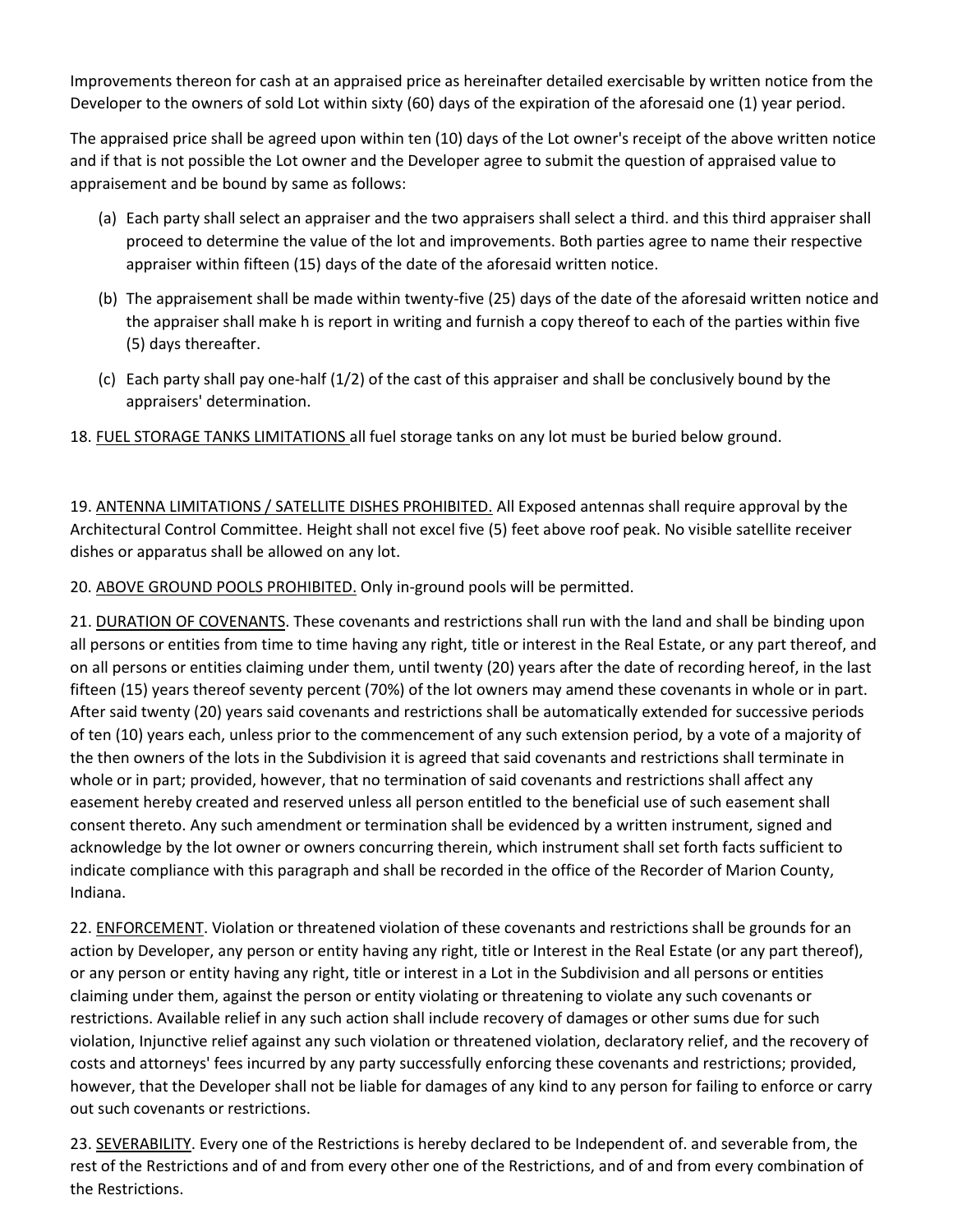Improvements thereon for cash at an appraised price as hereinafter detailed exercisable by written notice from the Developer to the owners of sold Lot within sixty (60) days of the expiration of the aforesaid one (1) year period.

The appraised price shall be agreed upon within ten (10) days of the Lot owner's receipt of the above written notice and if that is not possible the Lot owner and the Developer agree to submit the question of appraised value to appraisement and be bound by same as follows:

(a) Each party shall select an appraiser and the two appraisers shall select a third. and this third appraiser shall proceed to determine the value of the lot and improvements. Both parties agree to name their respective appraiser within fifteen (15) days of the date of the aforesaid written notice.

(b) The appraisement shall be made within twenty-five (25) days of the date of the aforesaid written notice and the appraiser shall make h is report in writing and furnish a copy thereof to each of the parties within five (5) days thereafter.

(c) Each party shall pay one-half (1/2) of the cast of this appraiser and shall be conclusively bound by the appraisers' determination.

18. <u>FUEL STORAGE TANKS LIMITATIONS</u> all fuel storage tanks on any lot must be buried below ground.

19. <u>ANTENNA LIMITATIONS / SATELLITE DISHES PROHIBITED.</u> All Exposed antennas shall require approval by the Architectural Control Committee. Height shall not excel five (5) feet above roof peak. No visible satellite receiver dishes or apparatus shall be allowed on any lot.

20. <u>ABOVE GROUND POOLS PROHIBITED.</u> Only in-ground pools will be permitted.

21. <u>DURATION OF COVENANTS</u>. These covenants and restrictions shall run with the land and shall be binding upon all persons or entities from time to time having any right, title or interest in the Real Estate, or any part thereof, and on all persons or entities claiming under them, until twenty (20) years after the date of recording hereof, in the last fifteen (15) years thereof seventy percent (70%) of the lot owners may amend these covenants in whole or in part. After said twenty (20) years said covenants and restrictions shall be automatically extended for successive periods of ten (10) years each, unless prior to the commencement of any such extension period, by a vote of a majority of the then owners of the lots in the Subdivision it is agreed that said covenants and restrictions shall terminate in whole or in part; provided, however, that no termination of said covenants and restrictions shall affect any easement hereby created and reserved unless all person entitled to the beneficial use of such easement shall consent thereto. Any such amendment or termination shall be evidenced by a written instrument, signed and acknowledge by the lot owner or owners concurring therein, which instrument shall set forth facts sufficient to indicate compliance with this paragraph and shall be recorded in the office of the Recorder of Marion County, Indiana.

22. <u>ENFORCEMENT</u>. Violation or threatened violation of these covenants and restrictions shall be grounds for an action by Developer, any person or entity having any right, title or Interest in the Real Estate (or any part thereof), or any person or entity having any right, title or interest in a Lot in the Subdivision and all persons or entities claiming under them, against the person or entity violating or threatening to violate any such covenants or restrictions. Available relief in any such action shall include recovery of damages or other sums due for such violation, Injunctive relief against any such violation or threatened violation, declaratory relief, and the recovery of costs and attorneys' fees incurred by any party successfully enforcing these covenants and restrictions; provided, however, that the Developer shall not be liable for damages of any kind to any person for failing to enforce or carry out such covenants or restrictions.

23. <u>SEVERABILITY</u>. Every one of the Restrictions is hereby declared to be Independent of. and severable from, the rest of the Restrictions and of and from every other one of the Restrictions, and of and from every combination of the Restrictions.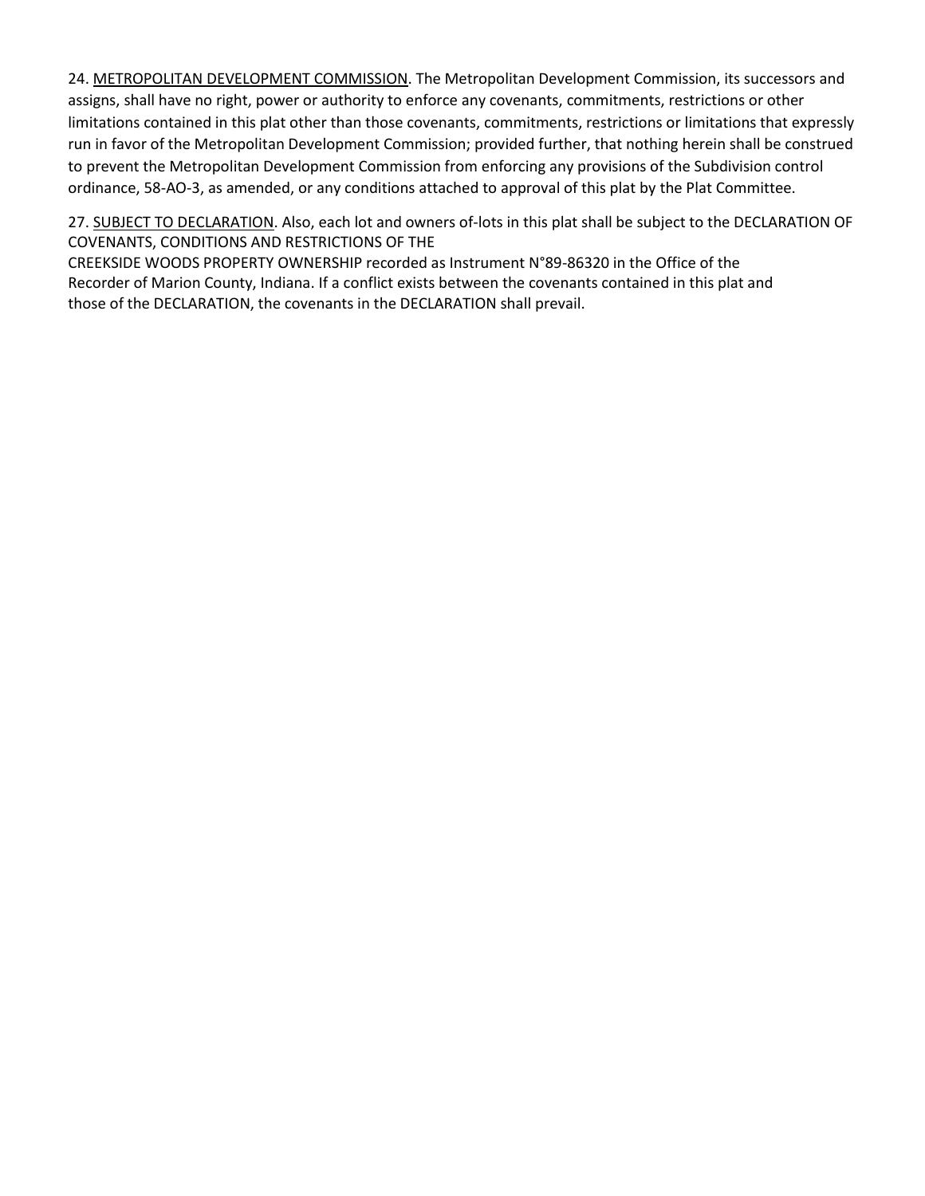24. <u>METROPOLITAN DEVELOPMENT COMMISSION</u>. The Metropolitan Development Commission, its successors and assigns, shall have no right, power or authority to enforce any covenants, commitments, restrictions or other limitations contained in this plat other than those covenants, commitments, restrictions or limitations that expressly run in favor of the Metropolitan Development Commission; provided further, that nothing herein shall be construed to prevent the Metropolitan Development Commission from enforcing any provisions of the Subdivision control ordinance, 58-AO-3, as amended, or any conditions attached to approval of this plat by the Plat Committee.

27. <u>SUBJECT TO DECLARATION</u>. Also, each lot and owners of-lots in this plat shall be subject to the DECLARATION OF COVENANTS, CONDITIONS AND RESTRICTIONS OF THE CREEKSIDE WOODS PROPERTY OWNERSHIP recorded as Instrument N°89-86320 in the Office of the Recorder of Marion County, Indiana. If a conflict exists between the covenants contained in this plat and those of the DECLARATION, the covenants in the DECLARATION shall prevail.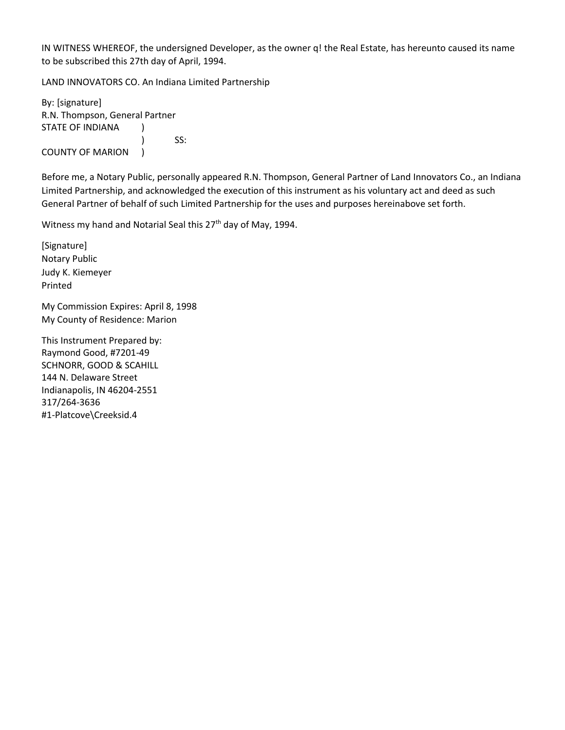IN WITNESS WHEREOF, the undersigned Developer, as the owner q! the Real Estate, has hereunto caused its name to be subscribed this 27th day of April, 1994.

LAND INNOVATORS CO. An Indiana Limited Partnership

By: [signature]
R.N. Thompson, General Partner

STATE OF INDIANA )
) SS:
COUNTY OF MARION )

Before me, a Notary Public, personally appeared R.N. Thompson, General Partner of Land Innovators Co., an Indiana Limited Partnership, and acknowledged the execution of this instrument as his voluntary act and deed as such General Partner of behalf of such Limited Partnership for the uses and purposes hereinabove set forth.

Witness my hand and Notarial Seal this 27th day of May, 1994.

[Signature]
Notary Public
Judy K. Kiemeyer
Printed

My Commission Expires: April 8, 1998
My County of Residence: Marion

This Instrument Prepared by:
Raymond Good, #7201-49
SCHNORR, GOOD & SCAHILL
144 N. Delaware Street
Indianapolis, IN 46204-2551
317/264-3636
#1-Platcove\Creeksid.4